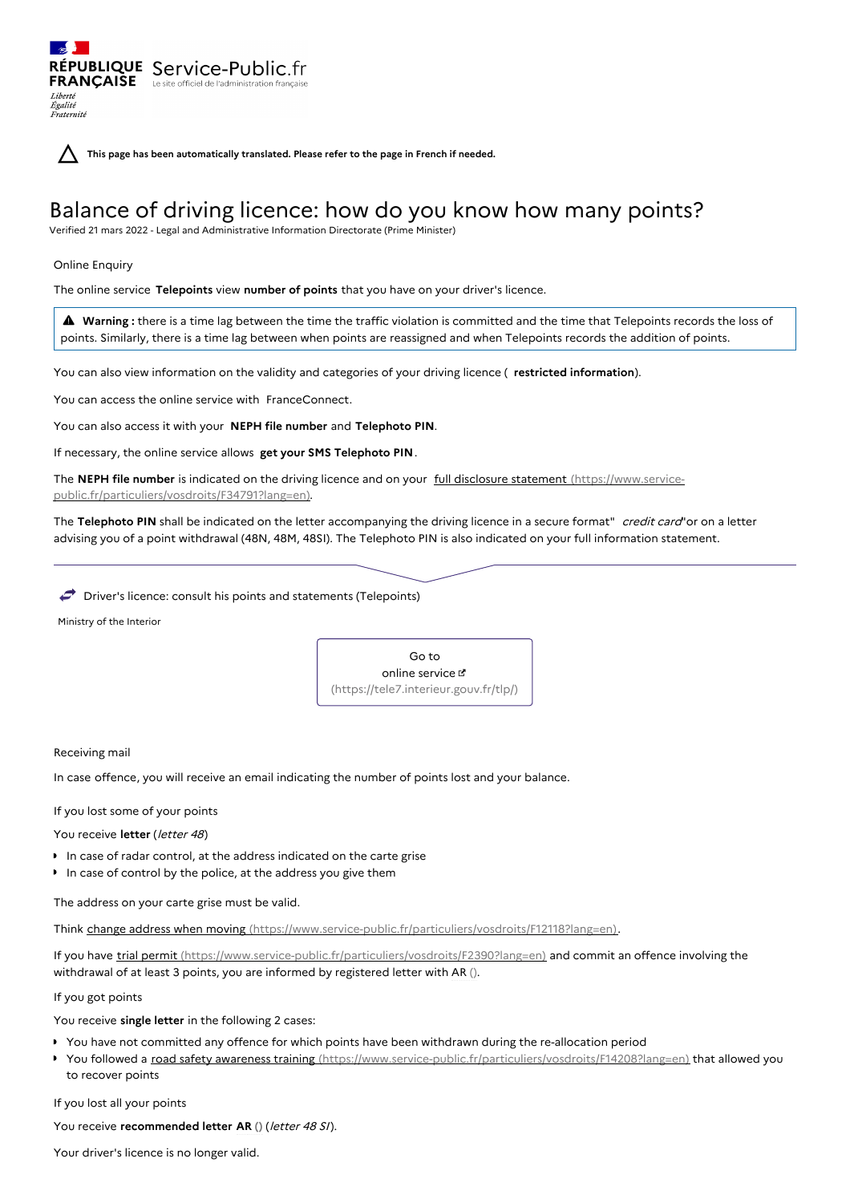RÉPUBLIQUE FRANÇAISE Service-Public.fr Le site officiel de l'administration française

Liberté Égalité Fraternité

**This page has been automatically translated. Please refer to the page in French if needed.**

# Balance of driving licence: how do you know how many points?

Verified 21 mars 2022 - Legal and Administrative Information Directorate (Prime Minister)

Online Enquiry

The online service **Telepoints** view **number of points** that you have on your driver's licence.

> **Warning :** there is a time lag between the time the traffic violation is committed and the time that Telepoints records the loss of points. Similarly, there is a time lag between when points are reassigned and when Telepoints records the addition of points.

You can also view information on the validity and categories of your driving licence ( **restricted information**).

You can access the online service with FranceConnect.

You can also access it with your **NEPH file number** and **Telephoto PIN**.

If necessary, the online service allows **get your SMS Telephoto PIN**.

The **NEPH file number** is indicated on the driving licence and on your full disclosure statement (https://www.service-public.fr/particuliers/vosdroits/F34791?lang=en).

The **Telephoto PIN** shall be indicated on the letter accompanying the driving licence in a secure format" *credit card*"or on a letter advising you of a point withdrawal (48N, 48M, 48SI). The Telephoto PIN is also indicated on your full information statement.

Driver's licence: consult his points and statements (Telepoints)

Ministry of the Interior

Go to online service (https://tele7.interieur.gouv.fr/tlp/)

Receiving mail

In case offence, you will receive an email indicating the number of points lost and your balance.

If you lost some of your points

You receive **letter** (*letter 48*)

- In case of radar control, at the address indicated on the carte grise
- In case of control by the police, at the address you give them

The address on your carte grise must be valid.

Think change address when moving (https://www.service-public.fr/particuliers/vosdroits/F12118?lang=en).

If you have trial permit (https://www.service-public.fr/particuliers/vosdroits/F2390?lang=en) and commit an offence involving the withdrawal of at least 3 points, you are informed by registered letter with AR ().

If you got points

You receive **single letter** in the following 2 cases:

- You have not committed any offence for which points have been withdrawn during the re-allocation period
- You followed a road safety awareness training (https://www.service-public.fr/particuliers/vosdroits/F14208?lang=en) that allowed you to recover points

If you lost all your points

You receive **recommended letter AR** () (*letter 48 SI*).

Your driver's licence is no longer valid.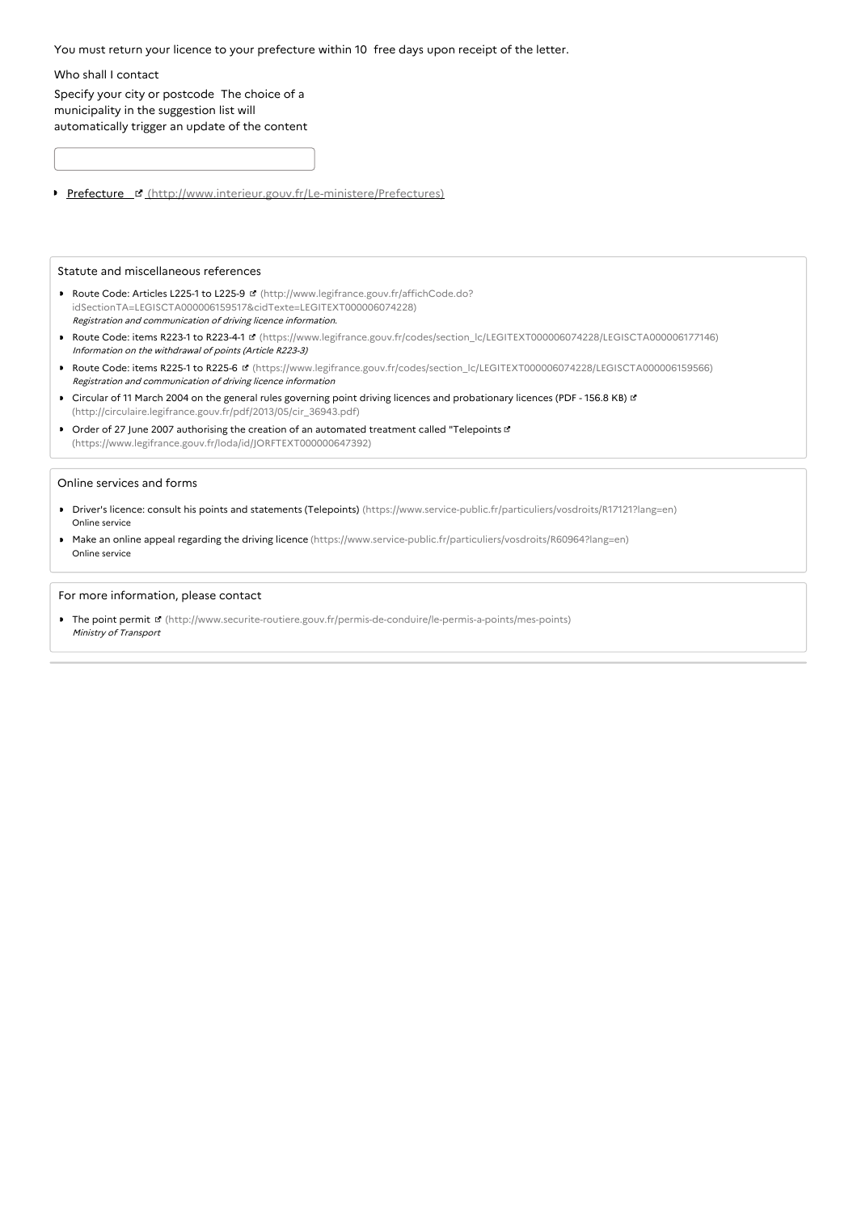You must return your licence to your prefecture within 10 free days upon receipt of the letter.

Who shall I contact

Specify your city or postcode The choice of a municipality in the suggestion list will automatically trigger an update of the content

- Prefecture (http://www.interieur.gouv.fr/Le-ministere/Prefectures)

### Statute and miscellaneous references

- Route Code: Articles L225-1 to L225-9 (http://www.legifrance.gouv.fr/affichCode.do?idSectionTA=LEGISCTA000006159517&cidTexte=LEGITEXT000006074228)
  *Registration and communication of driving licence information.*
- Route Code: items R223-1 to R223-4-1 (https://www.legifrance.gouv.fr/codes/section_lc/LEGITEXT000006074228/LEGISCTA000006177146)
  *Information on the withdrawal of points (Article R223-3)*
- Route Code: items R225-1 to R225-6 (https://www.legifrance.gouv.fr/codes/section_lc/LEGITEXT000006074228/LEGISCTA000006159566)
  *Registration and communication of driving licence information*
- Circular of 11 March 2004 on the general rules governing point driving licences and probationary licences (PDF - 156.8 KB) (http://circulaire.legifrance.gouv.fr/pdf/2013/05/cir_36943.pdf)
- Order of 27 June 2007 authorising the creation of an automated treatment called "Telepoints (https://www.legifrance.gouv.fr/loda/id/JORFTEXT000000647392)

### Online services and forms

- Driver's licence: consult his points and statements (Telepoints) (https://www.service-public.fr/particuliers/vosdroits/R17121?lang=en)
  Online service
- Make an online appeal regarding the driving licence (https://www.service-public.fr/particuliers/vosdroits/R60964?lang=en)
  Online service

### For more information, please contact

- The point permit (http://www.securite-routiere.gouv.fr/permis-de-conduire/le-permis-a-points/mes-points)
  *Ministry of Transport*